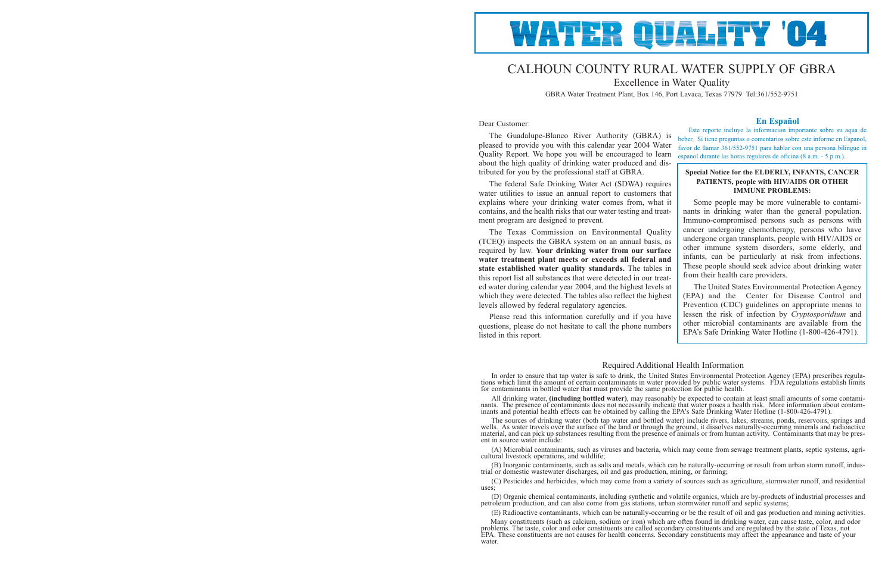# WATER QUALITY '04

## CALHOUN COUNTY RURAL WATER SUPPLY OF GBRA

Excellence in Water Quality

GBRA Water Treatment Plant, Box 146, Port Lavaca, Texas 77979 Tel:361/552-9751

Dear Customer:

The Guadalupe-Blanco River Authority (GBRA) is pleased to provide you with this calendar year 2004 Water Quality Report. We hope you will be encouraged to learn about the high quality of drinking water produced and distributed for you by the professional staff at GBRA.

The federal Safe Drinking Water Act (SDWA) requires water utilities to issue an annual report to customers that explains where your drinking water comes from, what it contains, and the health risks that our water testing and treatment program are designed to prevent.

The Texas Commission on Environmental Quality (TCEQ) inspects the GBRA system on an annual basis, as required by law. **Your drinking water from our surface water treatment plant meets or exceeds all federal and state established water quality standards.** The tables in this report list all substances that were detected in our treated water during calendar year 2004, and the highest levels at which they were detected. The tables also reflect the highest levels allowed by federal regulatory agencies.

Please read this information carefully and if you have questions, please do not hesitate to call the phone numbers listed in this report.

### En Español

Este reporte incluye la informacion importante sobre su aqua de beber. Si tiene preguntas o comentarios sobre este informe en Espanol, favor de llamar 361/552-9751 para hablar con una persona bilingue in espanol durante las horas regulares de oficina (8 a.m. - 5 p.m.).

**Special Notice for the ELDERLY, INFANTS, CANCER PATIENTS, people with HIV/AIDS OR OTHER IMMUNE PROBLEMS:**

Some people may be more vulnerable to contaminants in drinking water than the general population. Immuno-compromised persons such as persons with cancer undergoing chemotherapy, persons who have undergone organ transplants, people with HIV/AIDS or other immune system disorders, some elderly, and infants, can be particularly at risk from infections. These people should seek advice about drinking water from their health care providers.

The United States Environmental Protection Agency (EPA) and the Center for Disease Control and Prevention (CDC) guidelines on appropriate means to lessen the risk of infection by *Cryptosporidium* and other microbial contaminants are available from the EPA's Safe Drinking Water Hotline (1-800-426-4791).

## Required Additional Health Information

In order to ensure that tap water is safe to drink, the United States Environmental Protection Agency (EPA) prescribes regulations which limit the amount of certain contaminants in water provided by public water systems. FDA regulations establish limits for contaminants in bottled water that must provide the same protection for public health.

All drinking water, **(including bottled water)**, may reasonably be expected to contain at least small amounts of some contaminants. The presence of contaminants does not necessarily indicate that water poses a health risk. More information about contaminants and potential health effects can be obtained by calling the EPA's Safe Drinking Water Hotline (1-800-426-4791).

The sources of drinking water (both tap water and bottled water) include rivers, lakes, streams, ponds, reservoirs, springs and wells. As water travels over the surface of the land or through the ground, it dissolves naturally-occurring minerals and radioactive material, and can pick up substances resulting from the presence of animals or from human activity. Contaminants that may be present in source water include:

(A) Microbial contaminants, such as viruses and bacteria, which may come from sewage treatment plants, septic systems, agricultural livestock operations, and wildlife;

(B) Inorganic contaminants, such as salts and metals, which can be naturally-occurring or result from urban storm runoff, industrial or domestic wastewater discharges, oil and gas production, mining, or farming;

(C) Pesticides and herbicides, which may come from a variety of sources such as agriculture, stormwater runoff, and residential uses;

(D) Organic chemical contaminants, including synthetic and volatile organics, which are by-products of industrial processes and petroleum production, and can also come from gas stations, urban stormwater runoff and septic systems;

(E) Radioactive contaminants, which can be naturally-occurring or be the result of oil and gas production and mining activities.

Many constituents (such as calcium, sodium or iron) which are often found in drinking water, can cause taste, color, and odor problems. The taste, color and odor constituents are called secondary constituents and are regulated by the state of Texas, not EPA. These constituents are not causes for health concerns. Secondary constituents may affect the appearance and taste of your water.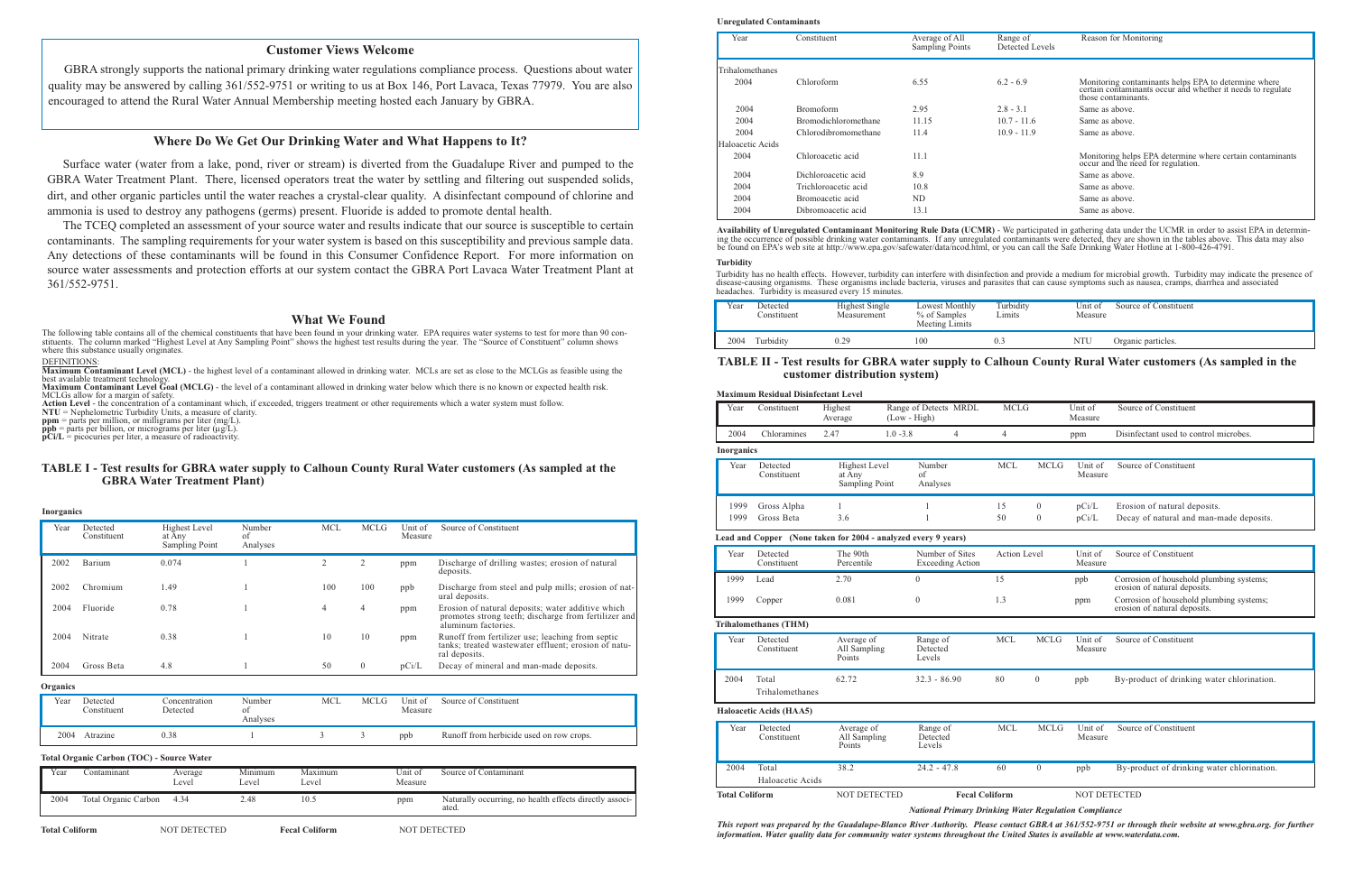## Customer Views Welcome

GBRA strongly supports the national primary drinking water regulations compliance process. Questions about water quality may be answered by calling 361/552-9751 or writing to us at Box 146, Port Lavaca, Texas 77979. You are also encouraged to attend the Rural Water Annual Membership meeting hosted each January by GBRA.

## Where Do We Get Our Drinking Water and What Happens to It?

Surface water (water from a lake, pond, river or stream) is diverted from the Guadalupe River and pumped to the GBRA Water Treatment Plant. There, licensed operators treat the water by settling and filtering out suspended solids, dirt, and other organic particles until the water reaches a crystal-clear quality. A disinfectant compound of chlorine and ammonia is used to destroy any pathogens (germs) present. Fluoride is added to promote dental health.

The TCEQ completed an assessment of your source water and results indicate that our source is susceptible to certain contaminants. The sampling requirements for your water system is based on this susceptibility and previous sample data. Any detections of these contaminants will be found in this Consumer Confidence Report. For more information on source water assessments and protection efforts at our system contact the GBRA Port Lavaca Water Treatment Plant at 361/552-9751.

## What We Found

The following table contains all of the chemical constituents that have been found in your drinking water. EPA requires water systems to test for more than 90 constituents. The column marked "Highest Level at Any Sampling Point" shows the highest test results during the year. The "Source of Constituent" column shows where this substance usually originates.

DEFINITIONS:

**Maximum Contaminant Level (MCL)** - the highest level of a contaminant allowed in drinking water. MCLs are set as close to the MCLGs as feasible using the best available treatment technology.

**Maximum Contaminant Level Goal (MCLG)** - the level of a contaminant allowed in drinking water below which there is no known or expected health risk. MCLGs allow for a margin of safety.

**Action Level** - the concentration of a contaminant which, if exceeded, triggers treatment or other requirements which a water system must follow.

**NTU** = Nephelometric Turbidity Units, a measure of clarity.

**ppm** = parts per million, or milligrams per liter (mg/L).

**ppb** = parts per billion, or micrograms per liter (µg/L).

**pCi/L** = picocuries per liter, a measure of radioactivity.

### TABLE I - Test results for GBRA water supply to Calhoun County Rural Water customers (As sampled at the GBRA Water Treatment Plant)

**Inorganics**

| Year | Detected Constituent | Highest Level at Any Sampling Point | Number of Analyses | MCL | MCLG | Unit of Measure | Source of Constituent |
|---|---|---|---|---|---|---|---|
| 2002 | Barium | 0.074 | 1 | 2 | 2 | ppm | Discharge of drilling wastes; erosion of natural deposits. |
| 2002 | Chromium | 1.49 | 1 | 100 | 100 | ppb | Discharge from steel and pulp mills; erosion of natural deposits. |
| 2004 | Fluoride | 0.78 | 1 | 4 | 4 | ppm | Erosion of natural deposits; water additive which promotes strong teeth; discharge from fertilizer and aluminum factories. |
| 2004 | Nitrate | 0.38 | 1 | 10 | 10 | ppm | Runoff from fertilizer use; leaching from septic tanks; treated wastewater effluent; erosion of natural deposits. |
| 2004 | Gross Beta | 4.8 | 1 | 50 | 0 | pCi/L | Decay of mineral and man-made deposits. |

**Organics**

| Year | Detected Constituent | Concentration Detected | Number of Analyses | MCL | MCLG | Unit of Measure | Source of Constituent |
|---|---|---|---|---|---|---|---|
| 2004 | Atrazine | 0.38 | 1 | 3 | 3 | ppb | Runoff from herbicide used on row crops. |

**Total Organic Carbon (TOC) - Source Water**

| Year | Contaminant | Average Level | Minimum Level | Maximum Level | Unit of Measure | Source of Contaminant |
|---|---|---|---|---|---|---|
| 2004 | Total Organic Carbon | 4.34 | 2.48 | 10.5 | ppm | Naturally occurring, no health effects directly associated. |

**Total Coliform** NOT DETECTED **Fecal Coliform** NOT DETECTED

**Unregulated Contaminants**

| Year | Constituent | Average of All Sampling Points | Range of Detected Levels | Reason for Monitoring |
|---|---|---|---|---|
| Trihalomethanes | | | | |
| 2004 | Chloroform | 6.55 | 6.2 - 6.9 | Monitoring contaminants helps EPA to determine where certain contaminants occur and whether it needs to regulate those contaminants. |
| 2004 | Bromoform | 2.95 | 2.8 - 3.1 | Same as above. |
| 2004 | Bromodichloromethane | 11.15 | 10.7 - 11.6 | Same as above. |
| 2004 | Chlorodibromomethane | 11.4 | 10.9 - 11.9 | Same as above. |
| Haloacetic Acids | | | | |
| 2004 | Chloroacetic acid | 11.1 | | Monitoring helps EPA determine where certain contaminants occur and the need for regulation. |
| 2004 | Dichloroacetic acid | 8.9 | | Same as above. |
| 2004 | Trichloroacetic acid | 10.8 | | Same as above. |
| 2004 | Bromoacetic acid | ND | | Same as above. |
| 2004 | Dibromoacetic acid | 13.1 | | Same as above. |

**Availability of Unregulated Contaminant Monitoring Rule Data (UCMR)** - We participated in gathering data under the UCMR in order to assist EPA in determining the occurrence of possible drinking water contaminants. If any unregulated contaminants were detected, they are shown in the tables above. This data may also be found on EPA's web site at http://www.epa.gov/safewater/data/ncod.html, or you can call the Safe Drinking Water Hotline at 1-800-426-4791.

**Turbidity**

Turbidity has no health effects. However, turbidity can interfere with disinfection and provide a medium for microbial growth. Turbidity may indicate the presence of disease-causing organisms. These organisms include bacteria, viruses and parasites that can cause symptoms such as nausea, cramps, diarrhea and associated headaches. Turbidity is measured every 15 minutes.

| Year | Detected Constituent | Highest Single Measurement | Lowest Monthly % of Samples Meeting Limits | Turbidity Limits | Unit of Measure | Source of Constituent |
|---|---|---|---|---|---|---|
| 2004 | Turbidity | 0.29 | 100 | 0.3 | NTU | Organic particles. |

### TABLE II - Test results for GBRA water supply to Calhoun County Rural Water customers (As sampled in the customer distribution system)

**Maximum Residual Disinfectant Level**

| Year | Constituent | Highest Average | Range of Detects (Low - High) | MRDL | MCLG | Unit of Measure | Source of Constituent |
|---|---|---|---|---|---|---|---|
| 2004 | Chloramines | 2.47 | 1.0 -3.8 | 4 | 4 | ppm | Disinfectant used to control microbes. |

**Inorganics**

| Year | Detected Constituent | Highest Level at Any Sampling Point | Number of Analyses | MCL | MCLG | Unit of Measure | Source of Constituent |
|---|---|---|---|---|---|---|---|
| 1999 | Gross Alpha | 1 | 1 | 15 | 0 | pCi/L | Erosion of natural deposits. |
| 1999 | Gross Beta | 3.6 | 1 | 50 | 0 | pCi/L | Decay of natural and man-made deposits. |

**Lead and Copper (None taken for 2004 - analyzed every 9 years)**

| Year | Detected Constituent | The 90th Percentile | Number of Sites Exceeding Action | Action Level | Unit of Measure | Source of Constituent |
|---|---|---|---|---|---|---|
| 1999 | Lead | 2.70 | 0 | 15 | ppb | Corrosion of household plumbing systems; erosion of natural deposits. |
| 1999 | Copper | 0.081 | 0 | 1.3 | ppm | Corrosion of household plumbing systems; erosion of natural deposits. |

**Trihalomethanes (THM)**

| Year | Detected Constituent | Average of All Sampling Points | Range of Detected Levels | MCL | MCLG | Unit of Measure | Source of Constituent |
|---|---|---|---|---|---|---|---|
| 2004 | Total Trihalomethanes | 62.72 | 32.3 - 86.90 | 80 | 0 | ppb | By-product of drinking water chlorination. |

**Haloacetic Acids (HAA5)**

| Year | Detected Constituent | Average of All Sampling Points | Range of Detected Levels | MCL | MCLG | Unit of Measure | Source of Constituent |
|---|---|---|---|---|---|---|---|
| 2004 | Total Haloacetic Acids | 38.2 | 24.2 - 47.8 | 60 | 0 | ppb | By-product of drinking water chlorination. |

**Total Coliform** NOT DETECTED **Fecal Coliform** NOT DETECTED

***National Primary Drinking Water Regulation Compliance***

***This report was prepared by the Guadalupe-Blanco River Authority. Please contact GBRA at 361/552-9751 or through their website at www.gbra.org. for further information. Water quality data for community water systems throughout the United States is available at www.waterdata.com.***